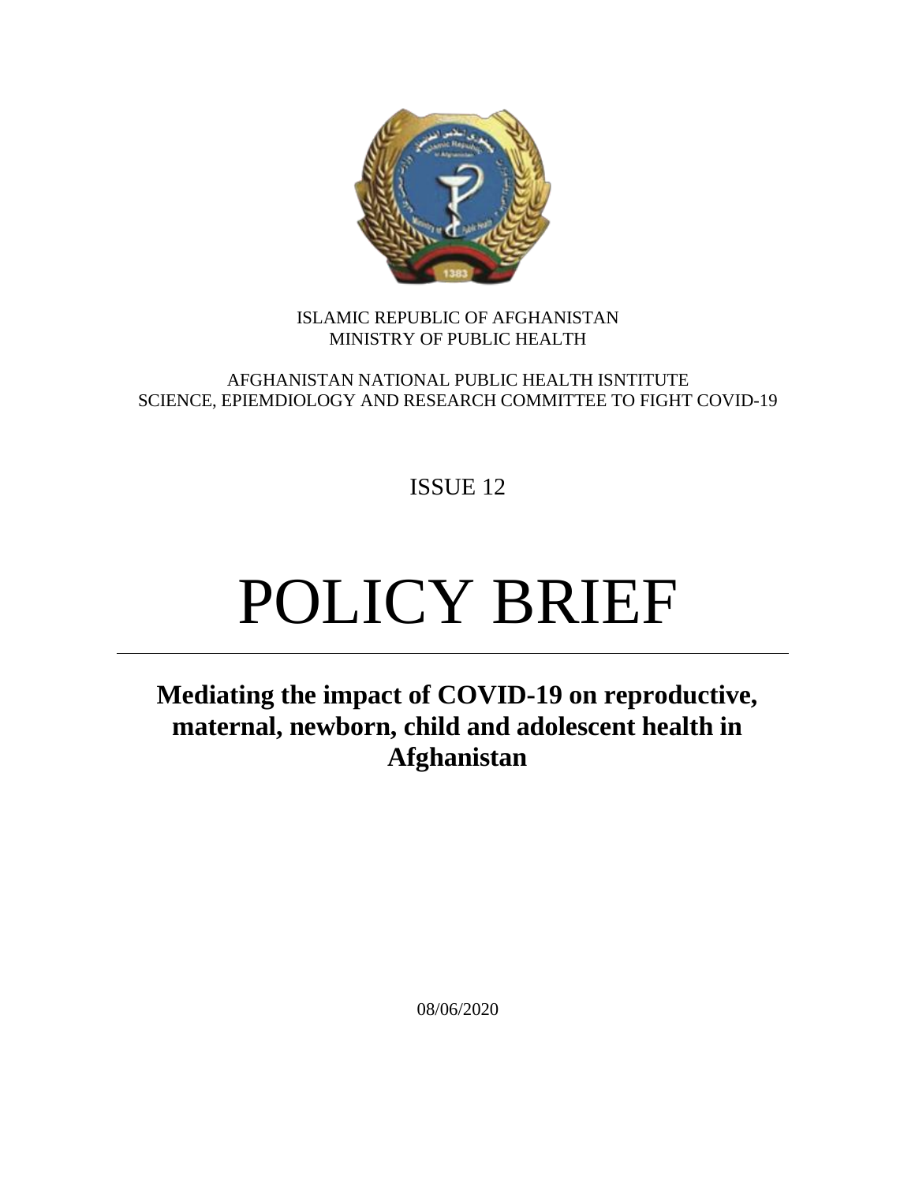ISLAMIC REPUBLIC OF AFGHANISTAN
MINISTRY OF PUBLIC HEALTH

AFGHANISTAN NATIONAL PUBLIC HEALTH ISNTITUTE
SCIENCE, EPIEMDIOLOGY AND RESEARCH COMMITTEE TO FIGHT COVID-19

ISSUE 12

# POLICY BRIEF

---

## Mediating the impact of COVID-19 on reproductive, maternal, newborn, child and adolescent health in Afghanistan

08/06/2020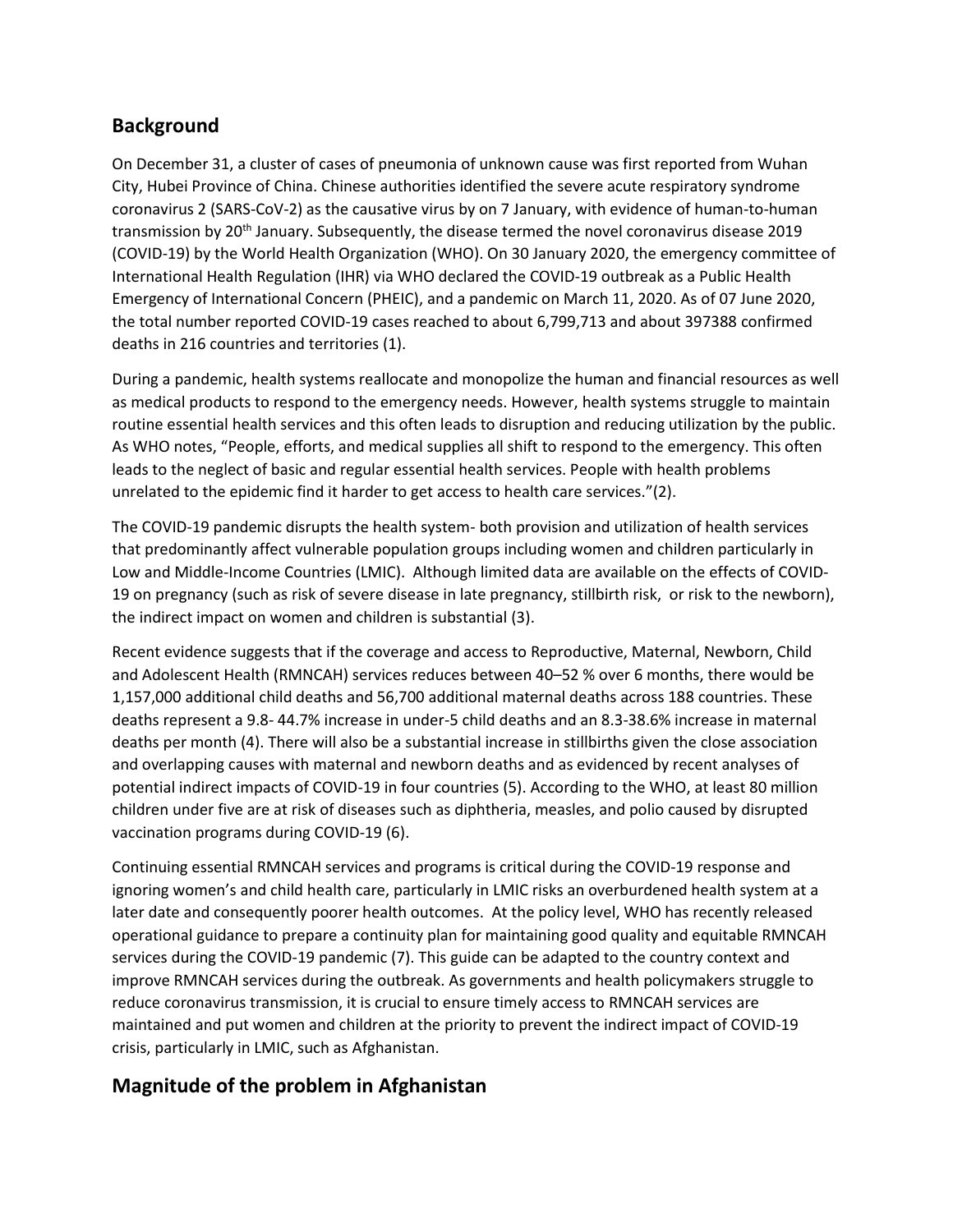## Background

On December 31, a cluster of cases of pneumonia of unknown cause was first reported from Wuhan City, Hubei Province of China. Chinese authorities identified the severe acute respiratory syndrome coronavirus 2 (SARS-CoV-2) as the causative virus by on 7 January, with evidence of human-to-human transmission by 20th January. Subsequently, the disease termed the novel coronavirus disease 2019 (COVID-19) by the World Health Organization (WHO). On 30 January 2020, the emergency committee of International Health Regulation (IHR) via WHO declared the COVID-19 outbreak as a Public Health Emergency of International Concern (PHEIC), and a pandemic on March 11, 2020. As of 07 June 2020, the total number reported COVID-19 cases reached to about 6,799,713 and about 397388 confirmed deaths in 216 countries and territories (1).

During a pandemic, health systems reallocate and monopolize the human and financial resources as well as medical products to respond to the emergency needs. However, health systems struggle to maintain routine essential health services and this often leads to disruption and reducing utilization by the public. As WHO notes, “People, efforts, and medical supplies all shift to respond to the emergency. This often leads to the neglect of basic and regular essential health services. People with health problems unrelated to the epidemic find it harder to get access to health care services.”(2).

The COVID-19 pandemic disrupts the health system- both provision and utilization of health services that predominantly affect vulnerable population groups including women and children particularly in Low and Middle-Income Countries (LMIC). Although limited data are available on the effects of COVID-19 on pregnancy (such as risk of severe disease in late pregnancy, stillbirth risk, or risk to the newborn), the indirect impact on women and children is substantial (3).

Recent evidence suggests that if the coverage and access to Reproductive, Maternal, Newborn, Child and Adolescent Health (RMNCAH) services reduces between 40–52 % over 6 months, there would be 1,157,000 additional child deaths and 56,700 additional maternal deaths across 188 countries. These deaths represent a 9.8- 44.7% increase in under-5 child deaths and an 8.3-38.6% increase in maternal deaths per month (4). There will also be a substantial increase in stillbirths given the close association and overlapping causes with maternal and newborn deaths and as evidenced by recent analyses of potential indirect impacts of COVID-19 in four countries (5). According to the WHO, at least 80 million children under five are at risk of diseases such as diphtheria, measles, and polio caused by disrupted vaccination programs during COVID-19 (6).

Continuing essential RMNCAH services and programs is critical during the COVID-19 response and ignoring women’s and child health care, particularly in LMIC risks an overburdened health system at a later date and consequently poorer health outcomes. At the policy level, WHO has recently released operational guidance to prepare a continuity plan for maintaining good quality and equitable RMNCAH services during the COVID-19 pandemic (7). This guide can be adapted to the country context and improve RMNCAH services during the outbreak. As governments and health policymakers struggle to reduce coronavirus transmission, it is crucial to ensure timely access to RMNCAH services are maintained and put women and children at the priority to prevent the indirect impact of COVID-19 crisis, particularly in LMIC, such as Afghanistan.

## Magnitude of the problem in Afghanistan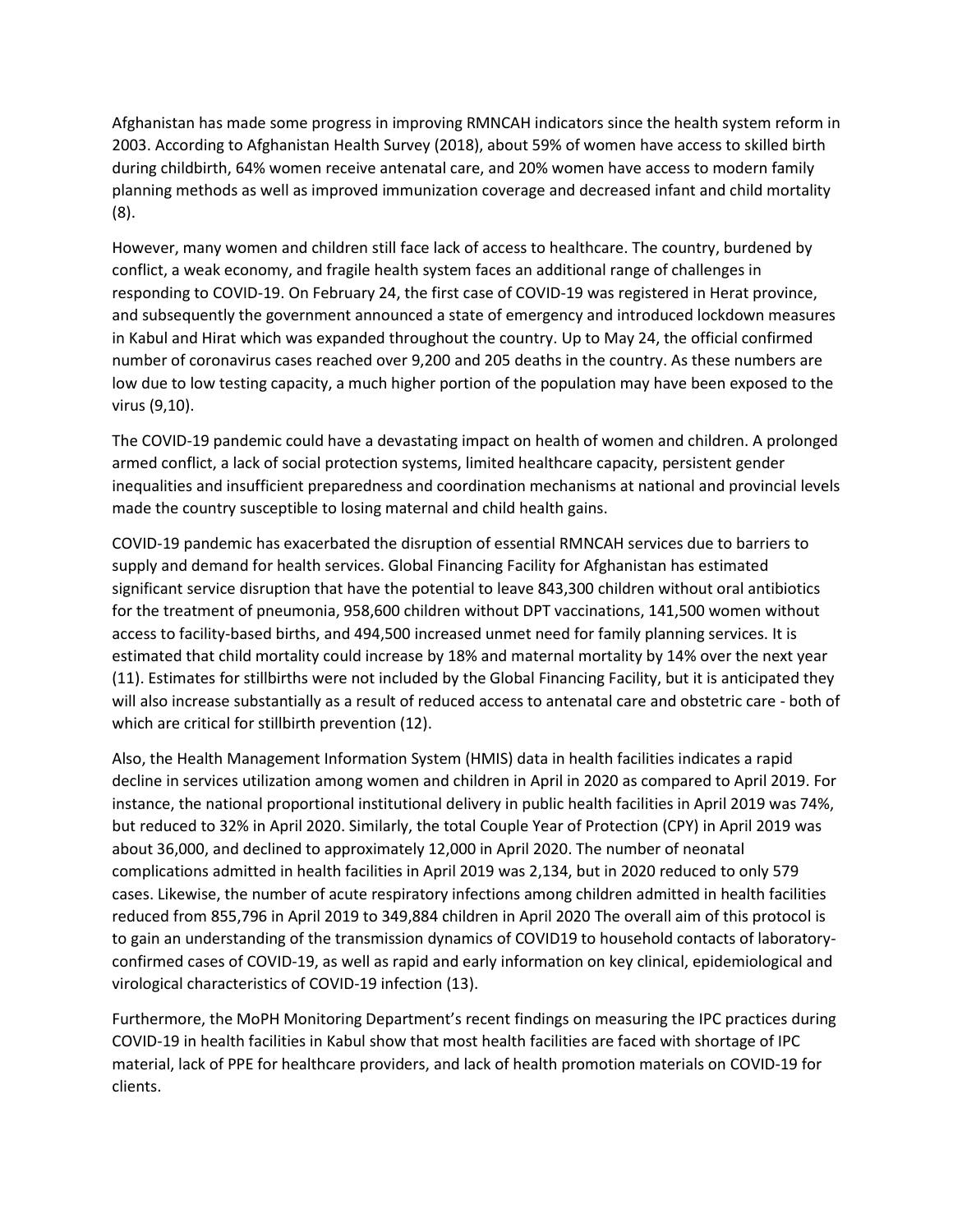Afghanistan has made some progress in improving RMNCAH indicators since the health system reform in 2003. According to Afghanistan Health Survey (2018), about 59% of women have access to skilled birth during childbirth, 64% women receive antenatal care, and 20% women have access to modern family planning methods as well as improved immunization coverage and decreased infant and child mortality (8).

However, many women and children still face lack of access to healthcare. The country, burdened by conflict, a weak economy, and fragile health system faces an additional range of challenges in responding to COVID-19. On February 24, the first case of COVID-19 was registered in Herat province, and subsequently the government announced a state of emergency and introduced lockdown measures in Kabul and Hirat which was expanded throughout the country. Up to May 24, the official confirmed number of coronavirus cases reached over 9,200 and 205 deaths in the country. As these numbers are low due to low testing capacity, a much higher portion of the population may have been exposed to the virus (9,10).

The COVID-19 pandemic could have a devastating impact on health of women and children. A prolonged armed conflict, a lack of social protection systems, limited healthcare capacity, persistent gender inequalities and insufficient preparedness and coordination mechanisms at national and provincial levels made the country susceptible to losing maternal and child health gains.

COVID-19 pandemic has exacerbated the disruption of essential RMNCAH services due to barriers to supply and demand for health services. Global Financing Facility for Afghanistan has estimated significant service disruption that have the potential to leave 843,300 children without oral antibiotics for the treatment of pneumonia, 958,600 children without DPT vaccinations, 141,500 women without access to facility-based births, and 494,500 increased unmet need for family planning services. It is estimated that child mortality could increase by 18% and maternal mortality by 14% over the next year (11). Estimates for stillbirths were not included by the Global Financing Facility, but it is anticipated they will also increase substantially as a result of reduced access to antenatal care and obstetric care - both of which are critical for stillbirth prevention (12).

Also, the Health Management Information System (HMIS) data in health facilities indicates a rapid decline in services utilization among women and children in April in 2020 as compared to April 2019. For instance, the national proportional institutional delivery in public health facilities in April 2019 was 74%, but reduced to 32% in April 2020. Similarly, the total Couple Year of Protection (CPY) in April 2019 was about 36,000, and declined to approximately 12,000 in April 2020. The number of neonatal complications admitted in health facilities in April 2019 was 2,134, but in 2020 reduced to only 579 cases. Likewise, the number of acute respiratory infections among children admitted in health facilities reduced from 855,796 in April 2019 to 349,884 children in April 2020 The overall aim of this protocol is to gain an understanding of the transmission dynamics of COVID19 to household contacts of laboratory-confirmed cases of COVID-19, as well as rapid and early information on key clinical, epidemiological and virological characteristics of COVID-19 infection (13).

Furthermore, the MoPH Monitoring Department's recent findings on measuring the IPC practices during COVID-19 in health facilities in Kabul show that most health facilities are faced with shortage of IPC material, lack of PPE for healthcare providers, and lack of health promotion materials on COVID-19 for clients.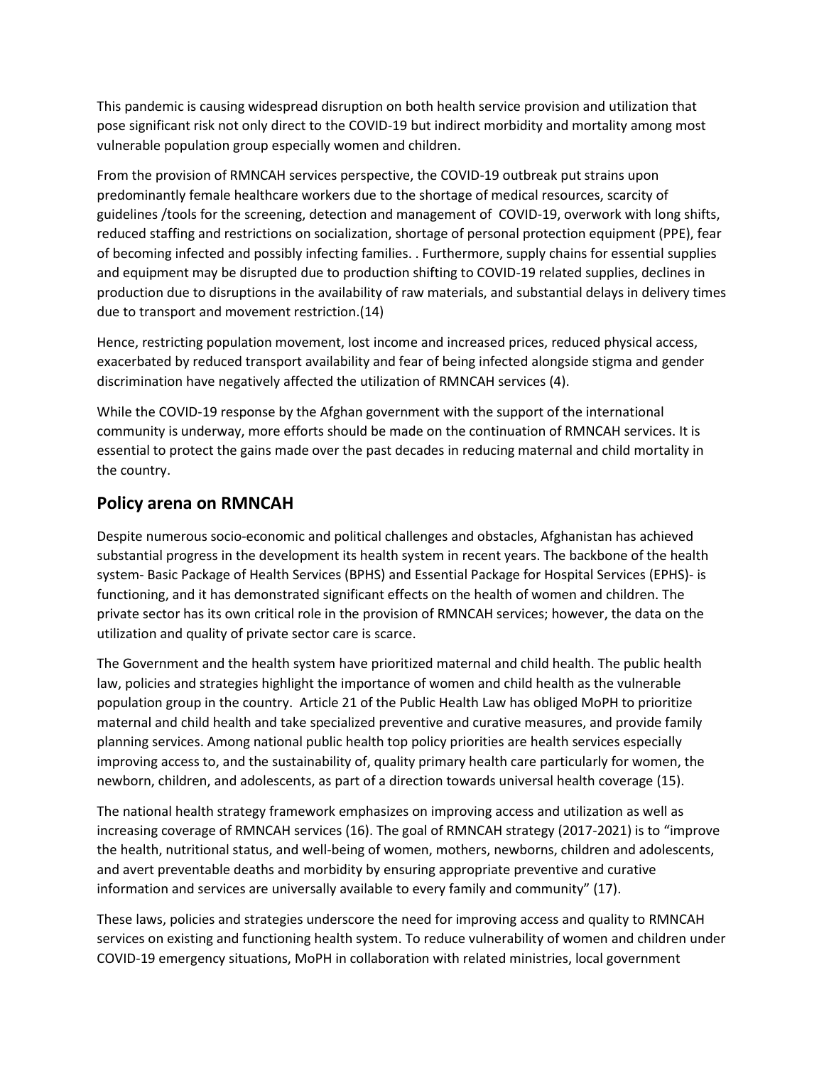This pandemic is causing widespread disruption on both health service provision and utilization that pose significant risk not only direct to the COVID-19 but indirect morbidity and mortality among most vulnerable population group especially women and children.

From the provision of RMNCAH services perspective, the COVID-19 outbreak put strains upon predominantly female healthcare workers due to the shortage of medical resources, scarcity of guidelines /tools for the screening, detection and management of COVID-19, overwork with long shifts, reduced staffing and restrictions on socialization, shortage of personal protection equipment (PPE), fear of becoming infected and possibly infecting families. . Furthermore, supply chains for essential supplies and equipment may be disrupted due to production shifting to COVID-19 related supplies, declines in production due to disruptions in the availability of raw materials, and substantial delays in delivery times due to transport and movement restriction.(14)

Hence, restricting population movement, lost income and increased prices, reduced physical access, exacerbated by reduced transport availability and fear of being infected alongside stigma and gender discrimination have negatively affected the utilization of RMNCAH services (4).

While the COVID-19 response by the Afghan government with the support of the international community is underway, more efforts should be made on the continuation of RMNCAH services. It is essential to protect the gains made over the past decades in reducing maternal and child mortality in the country.

## Policy arena on RMNCAH

Despite numerous socio-economic and political challenges and obstacles, Afghanistan has achieved substantial progress in the development its health system in recent years. The backbone of the health system- Basic Package of Health Services (BPHS) and Essential Package for Hospital Services (EPHS)- is functioning, and it has demonstrated significant effects on the health of women and children. The private sector has its own critical role in the provision of RMNCAH services; however, the data on the utilization and quality of private sector care is scarce.

The Government and the health system have prioritized maternal and child health. The public health law, policies and strategies highlight the importance of women and child health as the vulnerable population group in the country. Article 21 of the Public Health Law has obliged MoPH to prioritize maternal and child health and take specialized preventive and curative measures, and provide family planning services. Among national public health top policy priorities are health services especially improving access to, and the sustainability of, quality primary health care particularly for women, the newborn, children, and adolescents, as part of a direction towards universal health coverage (15).

The national health strategy framework emphasizes on improving access and utilization as well as increasing coverage of RMNCAH services (16). The goal of RMNCAH strategy (2017-2021) is to "improve the health, nutritional status, and well-being of women, mothers, newborns, children and adolescents, and avert preventable deaths and morbidity by ensuring appropriate preventive and curative information and services are universally available to every family and community" (17).

These laws, policies and strategies underscore the need for improving access and quality to RMNCAH services on existing and functioning health system. To reduce vulnerability of women and children under COVID-19 emergency situations, MoPH in collaboration with related ministries, local government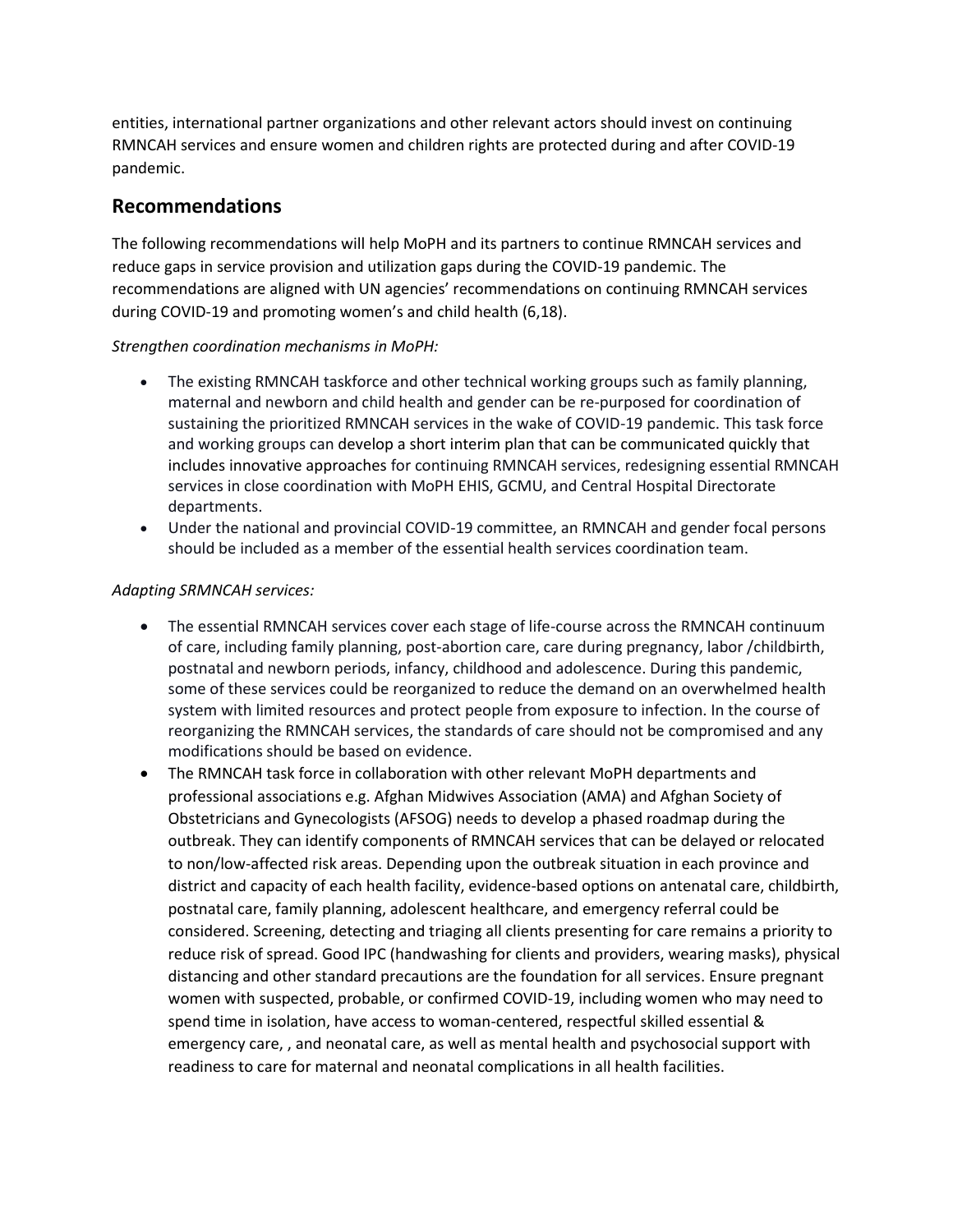entities, international partner organizations and other relevant actors should invest on continuing RMNCAH services and ensure women and children rights are protected during and after COVID-19 pandemic.

## Recommendations

The following recommendations will help MoPH and its partners to continue RMNCAH services and reduce gaps in service provision and utilization gaps during the COVID-19 pandemic. The recommendations are aligned with UN agencies' recommendations on continuing RMNCAH services during COVID-19 and promoting women's and child health (6,18).

*Strengthen coordination mechanisms in MoPH:*

- The existing RMNCAH taskforce and other technical working groups such as family planning, maternal and newborn and child health and gender can be re-purposed for coordination of sustaining the prioritized RMNCAH services in the wake of COVID-19 pandemic. This task force and working groups can develop a short interim plan that can be communicated quickly that includes innovative approaches for continuing RMNCAH services, redesigning essential RMNCAH services in close coordination with MoPH EHIS, GCMU, and Central Hospital Directorate departments.
- Under the national and provincial COVID-19 committee, an RMNCAH and gender focal persons should be included as a member of the essential health services coordination team.

*Adapting SRMNCAH services:*

- The essential RMNCAH services cover each stage of life-course across the RMNCAH continuum of care, including family planning, post-abortion care, care during pregnancy, labor /childbirth, postnatal and newborn periods, infancy, childhood and adolescence. During this pandemic, some of these services could be reorganized to reduce the demand on an overwhelmed health system with limited resources and protect people from exposure to infection. In the course of reorganizing the RMNCAH services, the standards of care should not be compromised and any modifications should be based on evidence.
- The RMNCAH task force in collaboration with other relevant MoPH departments and professional associations e.g. Afghan Midwives Association (AMA) and Afghan Society of Obstetricians and Gynecologists (AFSOG) needs to develop a phased roadmap during the outbreak. They can identify components of RMNCAH services that can be delayed or relocated to non/low-affected risk areas. Depending upon the outbreak situation in each province and district and capacity of each health facility, evidence-based options on antenatal care, childbirth, postnatal care, family planning, adolescent healthcare, and emergency referral could be considered. Screening, detecting and triaging all clients presenting for care remains a priority to reduce risk of spread. Good IPC (handwashing for clients and providers, wearing masks), physical distancing and other standard precautions are the foundation for all services. Ensure pregnant women with suspected, probable, or confirmed COVID-19, including women who may need to spend time in isolation, have access to woman-centered, respectful skilled essential & emergency care, , and neonatal care, as well as mental health and psychosocial support with readiness to care for maternal and neonatal complications in all health facilities.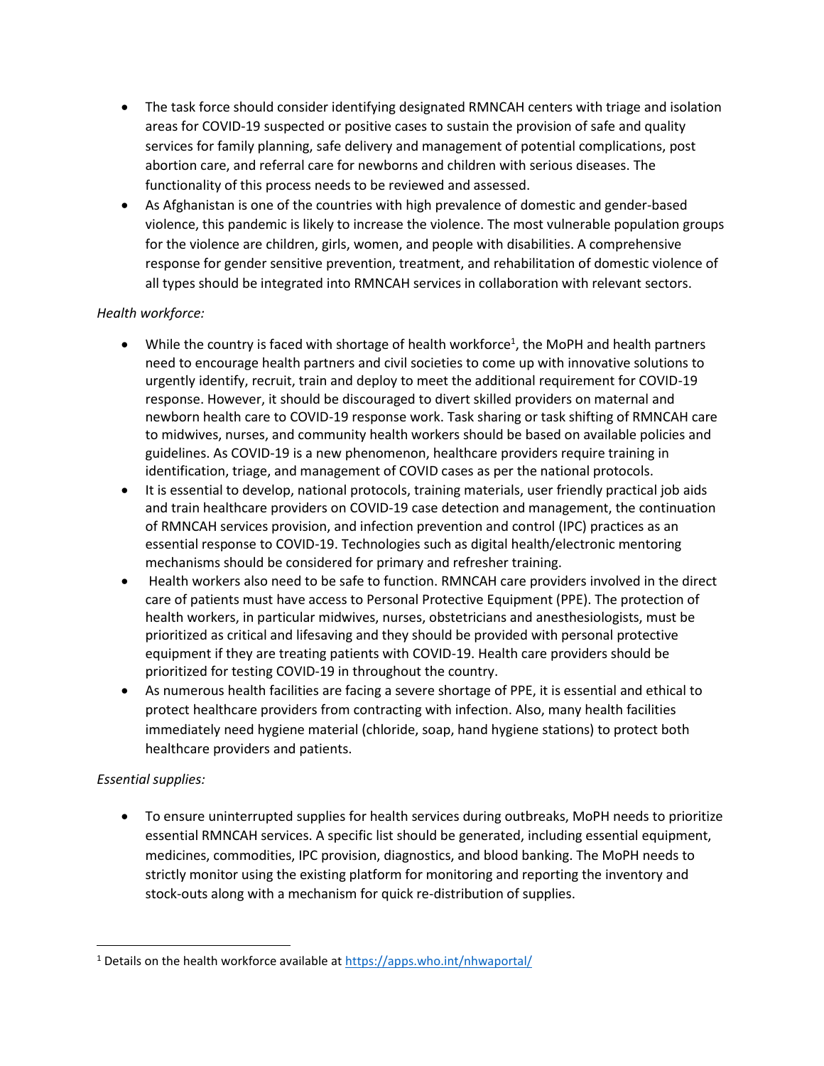- The task force should consider identifying designated RMNCAH centers with triage and isolation areas for COVID-19 suspected or positive cases to sustain the provision of safe and quality services for family planning, safe delivery and management of potential complications, post abortion care, and referral care for newborns and children with serious diseases. The functionality of this process needs to be reviewed and assessed.
- As Afghanistan is one of the countries with high prevalence of domestic and gender-based violence, this pandemic is likely to increase the violence. The most vulnerable population groups for the violence are children, girls, women, and people with disabilities. A comprehensive response for gender sensitive prevention, treatment, and rehabilitation of domestic violence of all types should be integrated into RMNCAH services in collaboration with relevant sectors.

*Health workforce:*

- While the country is faced with shortage of health workforce[1], the MoPH and health partners need to encourage health partners and civil societies to come up with innovative solutions to urgently identify, recruit, train and deploy to meet the additional requirement for COVID-19 response. However, it should be discouraged to divert skilled providers on maternal and newborn health care to COVID-19 response work. Task sharing or task shifting of RMNCAH care to midwives, nurses, and community health workers should be based on available policies and guidelines. As COVID-19 is a new phenomenon, healthcare providers require training in identification, triage, and management of COVID cases as per the national protocols.
- It is essential to develop, national protocols, training materials, user friendly practical job aids and train healthcare providers on COVID-19 case detection and management, the continuation of RMNCAH services provision, and infection prevention and control (IPC) practices as an essential response to COVID-19. Technologies such as digital health/electronic mentoring mechanisms should be considered for primary and refresher training.
- Health workers also need to be safe to function. RMNCAH care providers involved in the direct care of patients must have access to Personal Protective Equipment (PPE). The protection of health workers, in particular midwives, nurses, obstetricians and anesthesiologists, must be prioritized as critical and lifesaving and they should be provided with personal protective equipment if they are treating patients with COVID-19. Health care providers should be prioritized for testing COVID-19 in throughout the country.
- As numerous health facilities are facing a severe shortage of PPE, it is essential and ethical to protect healthcare providers from contracting with infection. Also, many health facilities immediately need hygiene material (chloride, soap, hand hygiene stations) to protect both healthcare providers and patients.

*Essential supplies:*

- To ensure uninterrupted supplies for health services during outbreaks, MoPH needs to prioritize essential RMNCAH services. A specific list should be generated, including essential equipment, medicines, commodities, IPC provision, diagnostics, and blood banking. The MoPH needs to strictly monitor using the existing platform for monitoring and reporting the inventory and stock-outs along with a mechanism for quick re-distribution of supplies.

[1] Details on the health workforce available at https://apps.who.int/nhwaportal/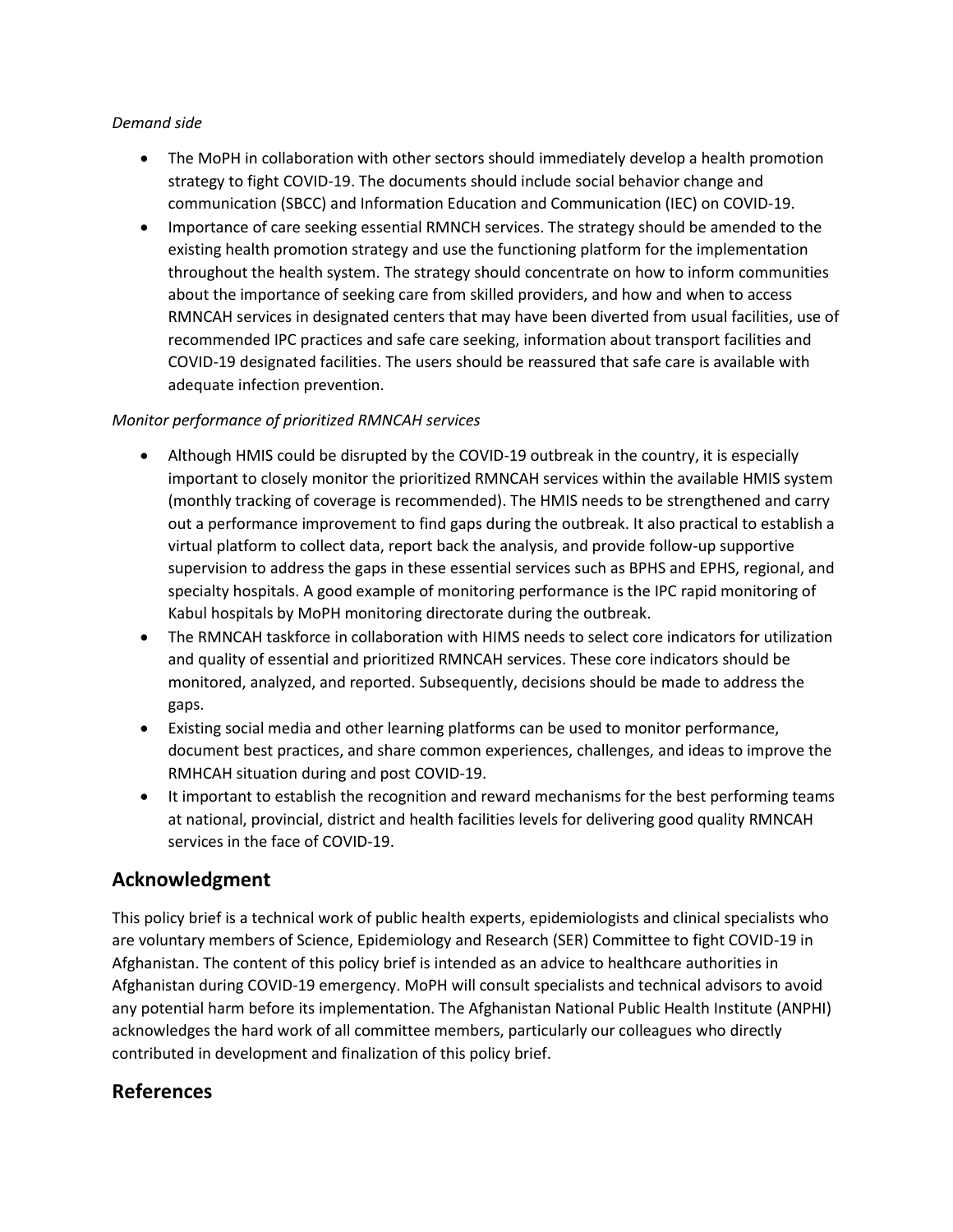*Demand side*

- The MoPH in collaboration with other sectors should immediately develop a health promotion strategy to fight COVID-19. The documents should include social behavior change and communication (SBCC) and Information Education and Communication (IEC) on COVID-19.
- Importance of care seeking essential RMNCH services. The strategy should be amended to the existing health promotion strategy and use the functioning platform for the implementation throughout the health system. The strategy should concentrate on how to inform communities about the importance of seeking care from skilled providers, and how and when to access RMNCAH services in designated centers that may have been diverted from usual facilities, use of recommended IPC practices and safe care seeking, information about transport facilities and COVID-19 designated facilities. The users should be reassured that safe care is available with adequate infection prevention.

*Monitor performance of prioritized RMNCAH services*

- Although HMIS could be disrupted by the COVID-19 outbreak in the country, it is especially important to closely monitor the prioritized RMNCAH services within the available HMIS system (monthly tracking of coverage is recommended). The HMIS needs to be strengthened and carry out a performance improvement to find gaps during the outbreak. It also practical to establish a virtual platform to collect data, report back the analysis, and provide follow-up supportive supervision to address the gaps in these essential services such as BPHS and EPHS, regional, and specialty hospitals. A good example of monitoring performance is the IPC rapid monitoring of Kabul hospitals by MoPH monitoring directorate during the outbreak.
- The RMNCAH taskforce in collaboration with HIMS needs to select core indicators for utilization and quality of essential and prioritized RMNCAH services. These core indicators should be monitored, analyzed, and reported. Subsequently, decisions should be made to address the gaps.
- Existing social media and other learning platforms can be used to monitor performance, document best practices, and share common experiences, challenges, and ideas to improve the RMHCAH situation during and post COVID-19.
- It important to establish the recognition and reward mechanisms for the best performing teams at national, provincial, district and health facilities levels for delivering good quality RMNCAH services in the face of COVID-19.

## Acknowledgment

This policy brief is a technical work of public health experts, epidemiologists and clinical specialists who are voluntary members of Science, Epidemiology and Research (SER) Committee to fight COVID-19 in Afghanistan. The content of this policy brief is intended as an advice to healthcare authorities in Afghanistan during COVID-19 emergency. MoPH will consult specialists and technical advisors to avoid any potential harm before its implementation. The Afghanistan National Public Health Institute (ANPHI) acknowledges the hard work of all committee members, particularly our colleagues who directly contributed in development and finalization of this policy brief.

## References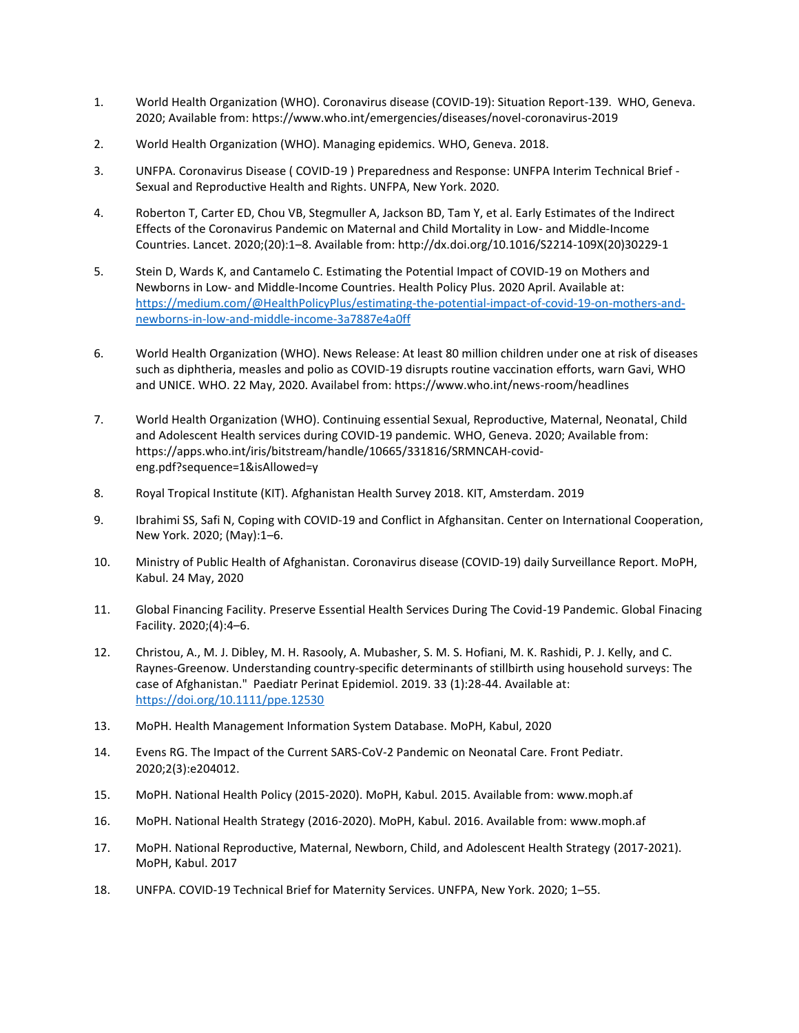1. World Health Organization (WHO). Coronavirus disease (COVID-19): Situation Report-139. WHO, Geneva. 2020; Available from: https://www.who.int/emergencies/diseases/novel-coronavirus-2019

2. World Health Organization (WHO). Managing epidemics. WHO, Geneva. 2018.

3. UNFPA. Coronavirus Disease ( COVID-19 ) Preparedness and Response: UNFPA Interim Technical Brief - Sexual and Reproductive Health and Rights. UNFPA, New York. 2020.

4. Roberton T, Carter ED, Chou VB, Stegmuller A, Jackson BD, Tam Y, et al. Early Estimates of the Indirect Effects of the Coronavirus Pandemic on Maternal and Child Mortality in Low- and Middle-Income Countries. Lancet. 2020;(20):1–8. Available from: http://dx.doi.org/10.1016/S2214-109X(20)30229-1

5. Stein D, Wards K, and Cantamelo C. Estimating the Potential Impact of COVID-19 on Mothers and Newborns in Low- and Middle-Income Countries. Health Policy Plus. 2020 April. Available at: https://medium.com/@HealthPolicyPlus/estimating-the-potential-impact-of-covid-19-on-mothers-and-newborns-in-low-and-middle-income-3a7887e4a0ff

6. World Health Organization (WHO). News Release: At least 80 million children under one at risk of diseases such as diphtheria, measles and polio as COVID-19 disrupts routine vaccination efforts, warn Gavi, WHO and UNICE. WHO. 22 May, 2020. Availabel from: https://www.who.int/news-room/headlines

7. World Health Organization (WHO). Continuing essential Sexual, Reproductive, Maternal, Neonatal, Child and Adolescent Health services during COVID-19 pandemic. WHO, Geneva. 2020; Available from: https://apps.who.int/iris/bitstream/handle/10665/331816/SRMNCAH-covid-eng.pdf?sequence=1&isAllowed=y

8. Royal Tropical Institute (KIT). Afghanistan Health Survey 2018. KIT, Amsterdam. 2019

9. Ibrahimi SS, Safi N, Coping with COVID-19 and Conflict in Afghansitan. Center on International Cooperation, New York. 2020; (May):1–6.

10. Ministry of Public Health of Afghanistan. Coronavirus disease (COVID-19) daily Surveillance Report. MoPH, Kabul. 24 May, 2020

11. Global Financing Facility. Preserve Essential Health Services During The Covid-19 Pandemic. Global Finacing Facility. 2020;(4):4–6.

12. Christou, A., M. J. Dibley, M. H. Rasooly, A. Mubasher, S. M. S. Hofiani, M. K. Rashidi, P. J. Kelly, and C. Raynes-Greenow. Understanding country-specific determinants of stillbirth using household surveys: The case of Afghanistan." Paediatr Perinat Epidemiol. 2019. 33 (1):28-44. Available at: https://doi.org/10.1111/ppe.12530

13. MoPH. Health Management Information System Database. MoPH, Kabul, 2020

14. Evens RG. The Impact of the Current SARS-CoV-2 Pandemic on Neonatal Care. Front Pediatr. 2020;2(3):e204012.

15. MoPH. National Health Policy (2015-2020). MoPH, Kabul. 2015. Available from: www.moph.af

16. MoPH. National Health Strategy (2016-2020). MoPH, Kabul. 2016. Available from: www.moph.af

17. MoPH. National Reproductive, Maternal, Newborn, Child, and Adolescent Health Strategy (2017-2021). MoPH, Kabul. 2017

18. UNFPA. COVID-19 Technical Brief for Maternity Services. UNFPA, New York. 2020; 1–55.